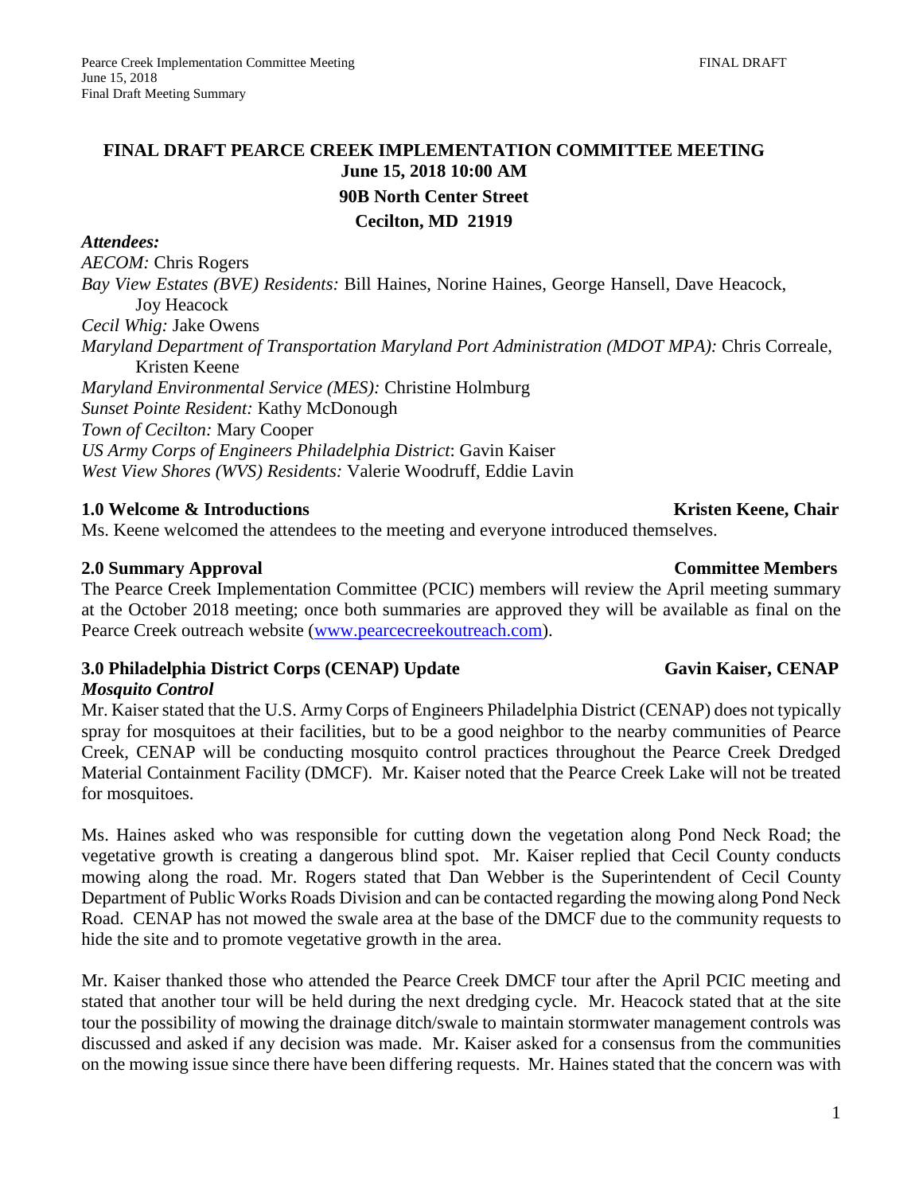# FINAL DRAFT PEARCE CREEK IMPLEMENTATION COMMITTEE MEETING

**June 15, 2018 10:00 AM**

**90B North Center Street**

**Cecilton, MD 21919**

***Attendees:***

*AECOM:* Chris Rogers

*Bay View Estates (BVE) Residents:* Bill Haines, Norine Haines, George Hansell, Dave Heacock, Joy Heacock

*Cecil Whig:* Jake Owens

*Maryland Department of Transportation Maryland Port Administration (MDOT MPA):* Chris Correale, Kristen Keene

*Maryland Environmental Service (MES):* Christine Holmburg

*Sunset Pointe Resident:* Kathy McDonough

*Town of Cecilton:* Mary Cooper

*US Army Corps of Engineers Philadelphia District*: Gavin Kaiser

*West View Shores (WVS) Residents:* Valerie Woodruff, Eddie Lavin

## 1.0 Welcome & Introductions — Kristen Keene, Chair

Ms. Keene welcomed the attendees to the meeting and everyone introduced themselves.

## 2.0 Summary Approval — Committee Members

The Pearce Creek Implementation Committee (PCIC) members will review the April meeting summary at the October 2018 meeting; once both summaries are approved they will be available as final on the Pearce Creek outreach website (www.pearcecreekoutreach.com).

## 3.0 Philadelphia District Corps (CENAP) Update — Gavin Kaiser, CENAP

***Mosquito Control***

Mr. Kaiser stated that the U.S. Army Corps of Engineers Philadelphia District (CENAP) does not typically spray for mosquitoes at their facilities, but to be a good neighbor to the nearby communities of Pearce Creek, CENAP will be conducting mosquito control practices throughout the Pearce Creek Dredged Material Containment Facility (DMCF). Mr. Kaiser noted that the Pearce Creek Lake will not be treated for mosquitoes.

Ms. Haines asked who was responsible for cutting down the vegetation along Pond Neck Road; the vegetative growth is creating a dangerous blind spot. Mr. Kaiser replied that Cecil County conducts mowing along the road. Mr. Rogers stated that Dan Webber is the Superintendent of Cecil County Department of Public Works Roads Division and can be contacted regarding the mowing along Pond Neck Road. CENAP has not mowed the swale area at the base of the DMCF due to the community requests to hide the site and to promote vegetative growth in the area.

Mr. Kaiser thanked those who attended the Pearce Creek DMCF tour after the April PCIC meeting and stated that another tour will be held during the next dredging cycle. Mr. Heacock stated that at the site tour the possibility of mowing the drainage ditch/swale to maintain stormwater management controls was discussed and asked if any decision was made. Mr. Kaiser asked for a consensus from the communities on the mowing issue since there have been differing requests. Mr. Haines stated that the concern was with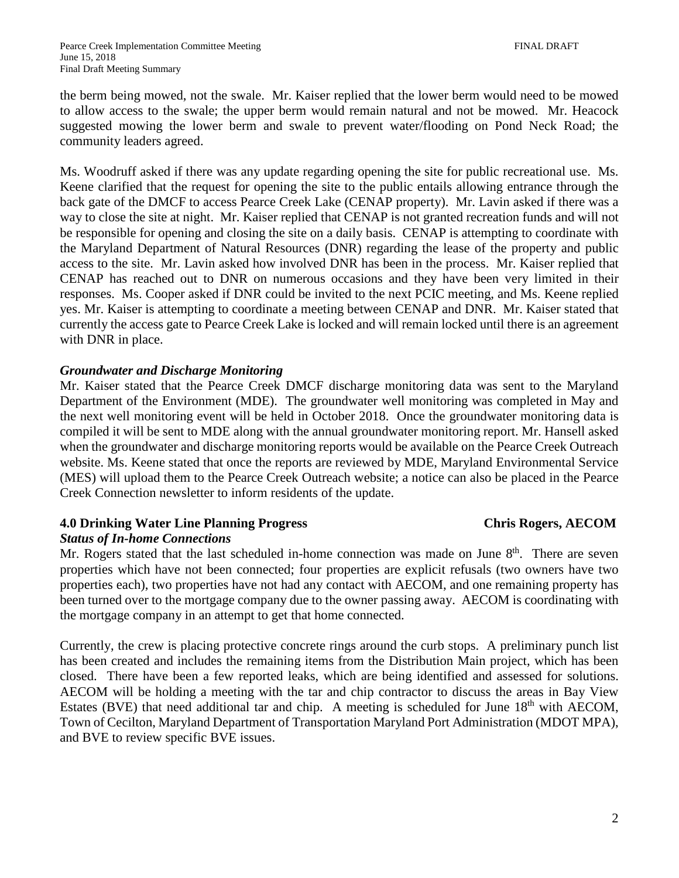the berm being mowed, not the swale. Mr. Kaiser replied that the lower berm would need to be mowed to allow access to the swale; the upper berm would remain natural and not be mowed. Mr. Heacock suggested mowing the lower berm and swale to prevent water/flooding on Pond Neck Road; the community leaders agreed.

Ms. Woodruff asked if there was any update regarding opening the site for public recreational use. Ms. Keene clarified that the request for opening the site to the public entails allowing entrance through the back gate of the DMCF to access Pearce Creek Lake (CENAP property). Mr. Lavin asked if there was a way to close the site at night. Mr. Kaiser replied that CENAP is not granted recreation funds and will not be responsible for opening and closing the site on a daily basis. CENAP is attempting to coordinate with the Maryland Department of Natural Resources (DNR) regarding the lease of the property and public access to the site. Mr. Lavin asked how involved DNR has been in the process. Mr. Kaiser replied that CENAP has reached out to DNR on numerous occasions and they have been very limited in their responses. Ms. Cooper asked if DNR could be invited to the next PCIC meeting, and Ms. Keene replied yes. Mr. Kaiser is attempting to coordinate a meeting between CENAP and DNR. Mr. Kaiser stated that currently the access gate to Pearce Creek Lake is locked and will remain locked until there is an agreement with DNR in place.

***Groundwater and Discharge Monitoring***

Mr. Kaiser stated that the Pearce Creek DMCF discharge monitoring data was sent to the Maryland Department of the Environment (MDE). The groundwater well monitoring was completed in May and the next well monitoring event will be held in October 2018. Once the groundwater monitoring data is compiled it will be sent to MDE along with the annual groundwater monitoring report. Mr. Hansell asked when the groundwater and discharge monitoring reports would be available on the Pearce Creek Outreach website. Ms. Keene stated that once the reports are reviewed by MDE, Maryland Environmental Service (MES) will upload them to the Pearce Creek Outreach website; a notice can also be placed in the Pearce Creek Connection newsletter to inform residents of the update.

**4.0 Drinking Water Line Planning Progress** **Chris Rogers, AECOM**

***Status of In-home Connections***

Mr. Rogers stated that the last scheduled in-home connection was made on June 8th. There are seven properties which have not been connected; four properties are explicit refusals (two owners have two properties each), two properties have not had any contact with AECOM, and one remaining property has been turned over to the mortgage company due to the owner passing away. AECOM is coordinating with the mortgage company in an attempt to get that home connected.

Currently, the crew is placing protective concrete rings around the curb stops. A preliminary punch list has been created and includes the remaining items from the Distribution Main project, which has been closed. There have been a few reported leaks, which are being identified and assessed for solutions. AECOM will be holding a meeting with the tar and chip contractor to discuss the areas in Bay View Estates (BVE) that need additional tar and chip. A meeting is scheduled for June 18th with AECOM, Town of Cecilton, Maryland Department of Transportation Maryland Port Administration (MDOT MPA), and BVE to review specific BVE issues.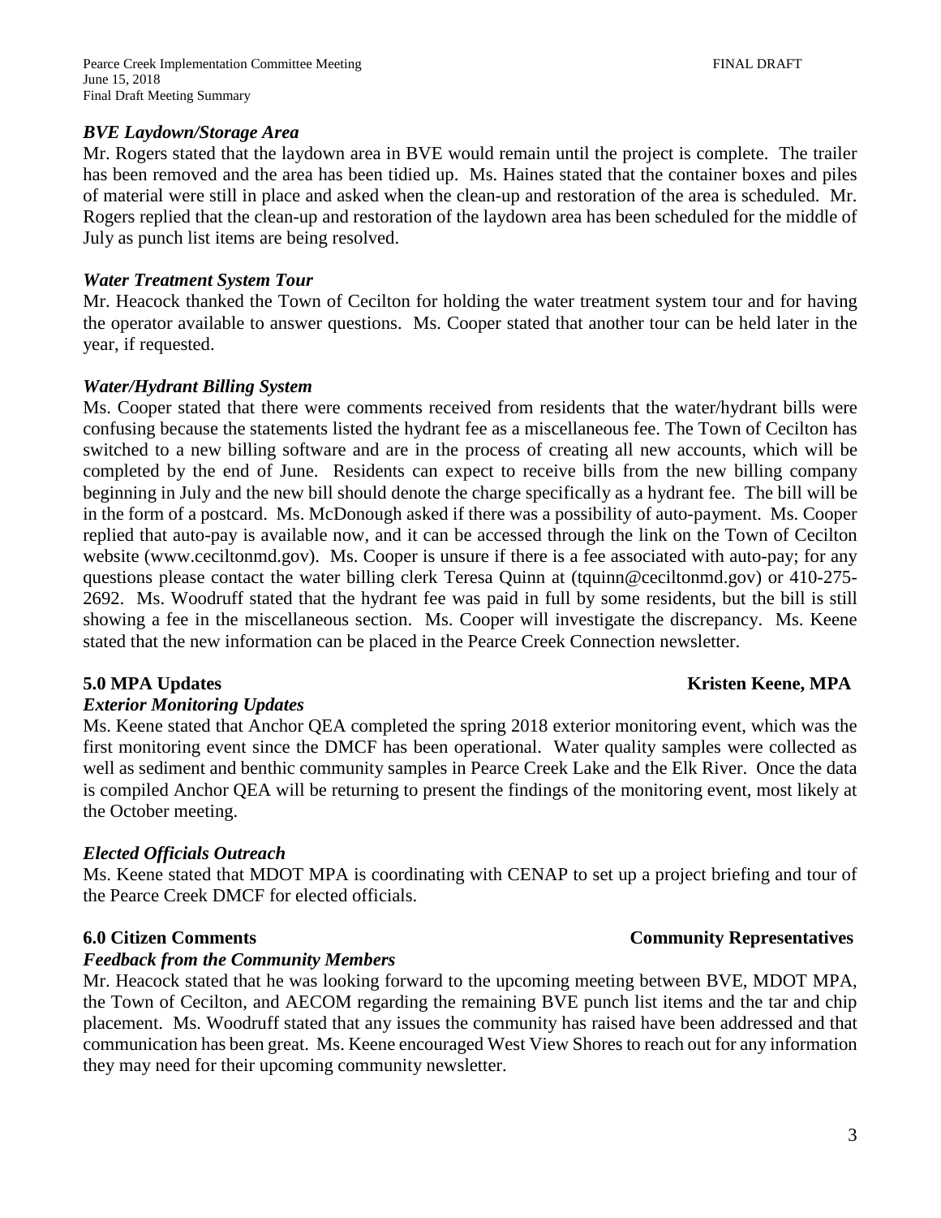### *BVE Laydown/Storage Area*

Mr. Rogers stated that the laydown area in BVE would remain until the project is complete. The trailer has been removed and the area has been tidied up. Ms. Haines stated that the container boxes and piles of material were still in place and asked when the clean-up and restoration of the area is scheduled. Mr. Rogers replied that the clean-up and restoration of the laydown area has been scheduled for the middle of July as punch list items are being resolved.

### *Water Treatment System Tour*

Mr. Heacock thanked the Town of Cecilton for holding the water treatment system tour and for having the operator available to answer questions. Ms. Cooper stated that another tour can be held later in the year, if requested.

### *Water/Hydrant Billing System*

Ms. Cooper stated that there were comments received from residents that the water/hydrant bills were confusing because the statements listed the hydrant fee as a miscellaneous fee. The Town of Cecilton has switched to a new billing software and are in the process of creating all new accounts, which will be completed by the end of June. Residents can expect to receive bills from the new billing company beginning in July and the new bill should denote the charge specifically as a hydrant fee. The bill will be in the form of a postcard. Ms. McDonough asked if there was a possibility of auto-payment. Ms. Cooper replied that auto-pay is available now, and it can be accessed through the link on the Town of Cecilton website (www.ceciltonmd.gov). Ms. Cooper is unsure if there is a fee associated with auto-pay; for any questions please contact the water billing clerk Teresa Quinn at (tquinn@ceciltonmd.gov) or 410-275-2692. Ms. Woodruff stated that the hydrant fee was paid in full by some residents, but the bill is still showing a fee in the miscellaneous section. Ms. Cooper will investigate the discrepancy. Ms. Keene stated that the new information can be placed in the Pearce Creek Connection newsletter.

## 5.0 MPA Updates — Kristen Keene, MPA

### *Exterior Monitoring Updates*

Ms. Keene stated that Anchor QEA completed the spring 2018 exterior monitoring event, which was the first monitoring event since the DMCF has been operational. Water quality samples were collected as well as sediment and benthic community samples in Pearce Creek Lake and the Elk River. Once the data is compiled Anchor QEA will be returning to present the findings of the monitoring event, most likely at the October meeting.

### *Elected Officials Outreach*

Ms. Keene stated that MDOT MPA is coordinating with CENAP to set up a project briefing and tour of the Pearce Creek DMCF for elected officials.

## 6.0 Citizen Comments — Community Representatives

### *Feedback from the Community Members*

Mr. Heacock stated that he was looking forward to the upcoming meeting between BVE, MDOT MPA, the Town of Cecilton, and AECOM regarding the remaining BVE punch list items and the tar and chip placement. Ms. Woodruff stated that any issues the community has raised have been addressed and that communication has been great. Ms. Keene encouraged West View Shores to reach out for any information they may need for their upcoming community newsletter.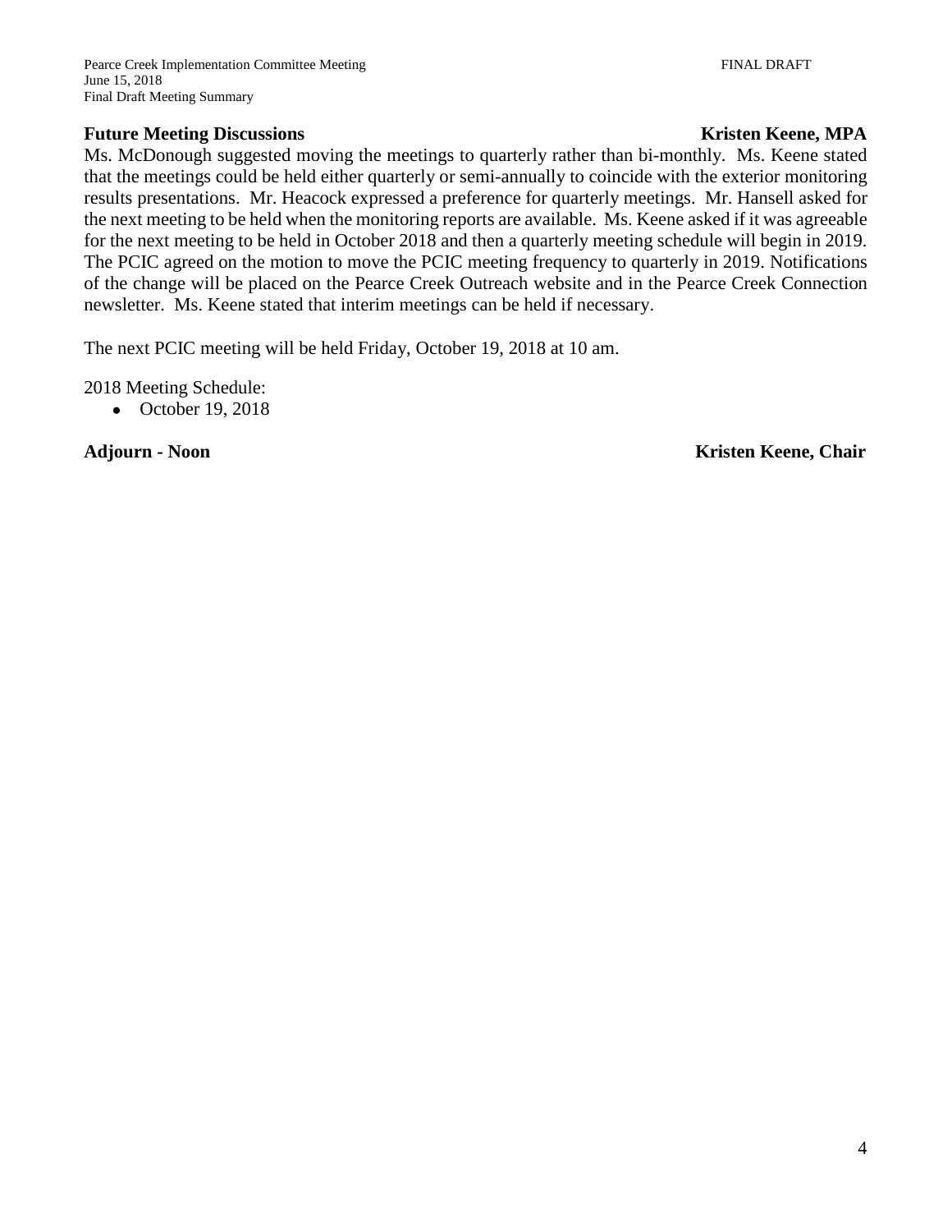**Future Meeting Discussions** **Kristen Keene, MPA**

Ms. McDonough suggested moving the meetings to quarterly rather than bi-monthly. Ms. Keene stated that the meetings could be held either quarterly or semi-annually to coincide with the exterior monitoring results presentations. Mr. Heacock expressed a preference for quarterly meetings. Mr. Hansell asked for the next meeting to be held when the monitoring reports are available. Ms. Keene asked if it was agreeable for the next meeting to be held in October 2018 and then a quarterly meeting schedule will begin in 2019. The PCIC agreed on the motion to move the PCIC meeting frequency to quarterly in 2019. Notifications of the change will be placed on the Pearce Creek Outreach website and in the Pearce Creek Connection newsletter. Ms. Keene stated that interim meetings can be held if necessary.

The next PCIC meeting will be held Friday, October 19, 2018 at 10 am.

2018 Meeting Schedule:

- October 19, 2018

**Adjourn - Noon** **Kristen Keene, Chair**